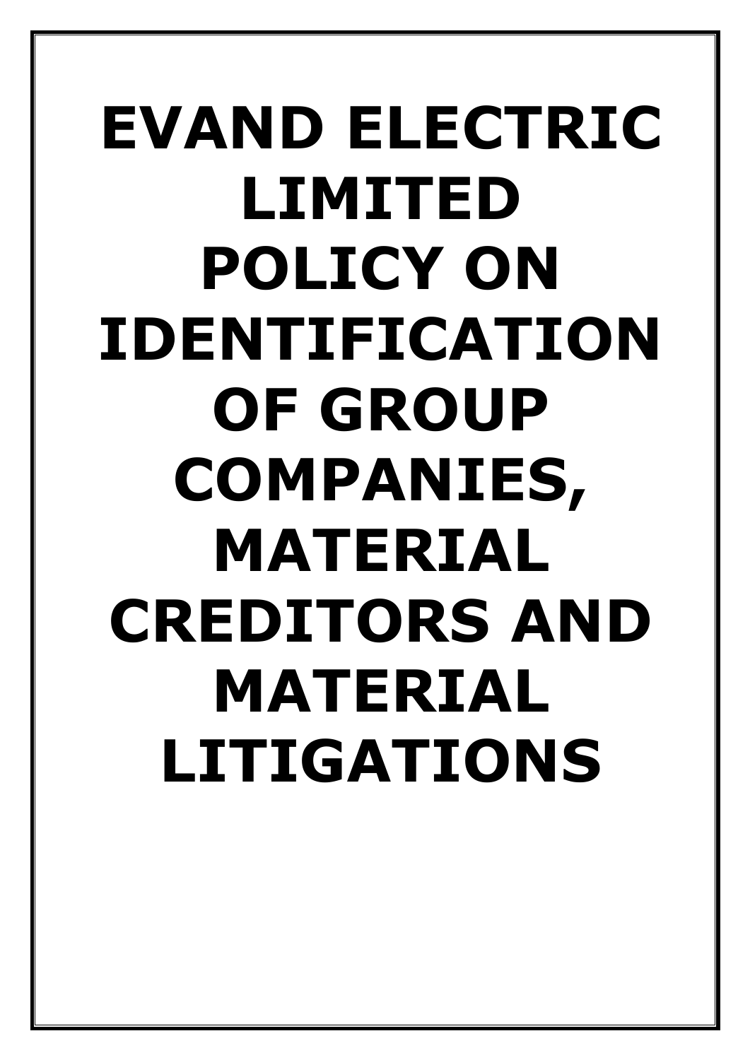# EVAND ELECTRIC LIMITED

# POLICY ON IDENTIFICATION OF GROUP COMPANIES, MATERIAL CREDITORS AND MATERIAL LITIGATIONS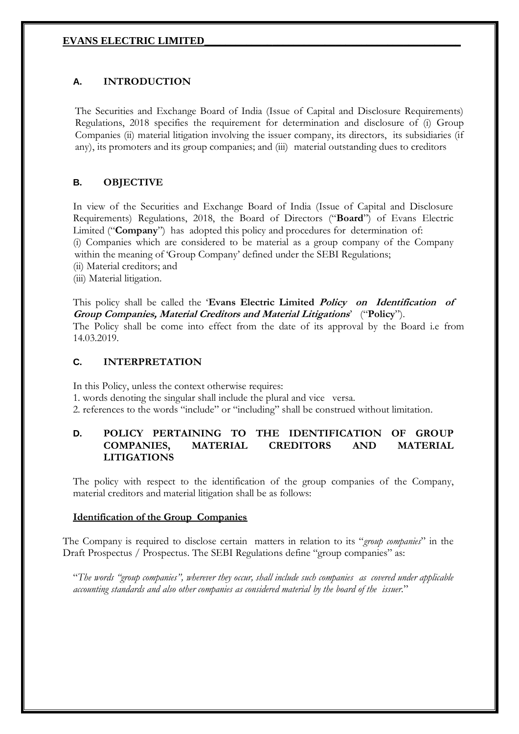## A. INTRODUCTION

The Securities and Exchange Board of India (Issue of Capital and Disclosure Requirements) Regulations, 2018 specifies the requirement for determination and disclosure of (i) Group Companies (ii) material litigation involving the issuer company, its directors, its subsidiaries (if any), its promoters and its group companies; and (iii) material outstanding dues to creditors

## B. OBJECTIVE

In view of the Securities and Exchange Board of India (Issue of Capital and Disclosure Requirements) Regulations, 2018, the Board of Directors ("**Board**") of Evans Electric Limited ("**Company**") has adopted this policy and procedures for determination of:

(i) Companies which are considered to be material as a group company of the Company within the meaning of 'Group Company' defined under the SEBI Regulations;

(ii) Material creditors; and

(iii) Material litigation.

This policy shall be called the '**Evans Electric Limited *Policy on Identification of Group Companies, Material Creditors and Material Litigations*'** ("**Policy**").

The Policy shall be come into effect from the date of its approval by the Board i.e from 14.03.2019.

## C. INTERPRETATION

In this Policy, unless the context otherwise requires:

1. words denoting the singular shall include the plural and vice versa.
2. references to the words "include" or "including" shall be construed without limitation.

## D. POLICY PERTAINING TO THE IDENTIFICATION OF GROUP COMPANIES, MATERIAL CREDITORS AND MATERIAL LITIGATIONS

The policy with respect to the identification of the group companies of the Company, material creditors and material litigation shall be as follows:

**Identification of the Group Companies**

The Company is required to disclose certain matters in relation to its "*group companies*" in the Draft Prospectus / Prospectus. The SEBI Regulations define "group companies" as:

"*The words "group companies", wherever they occur, shall include such companies as covered under applicable accounting standards and also other companies as considered material by the board of the issuer.*"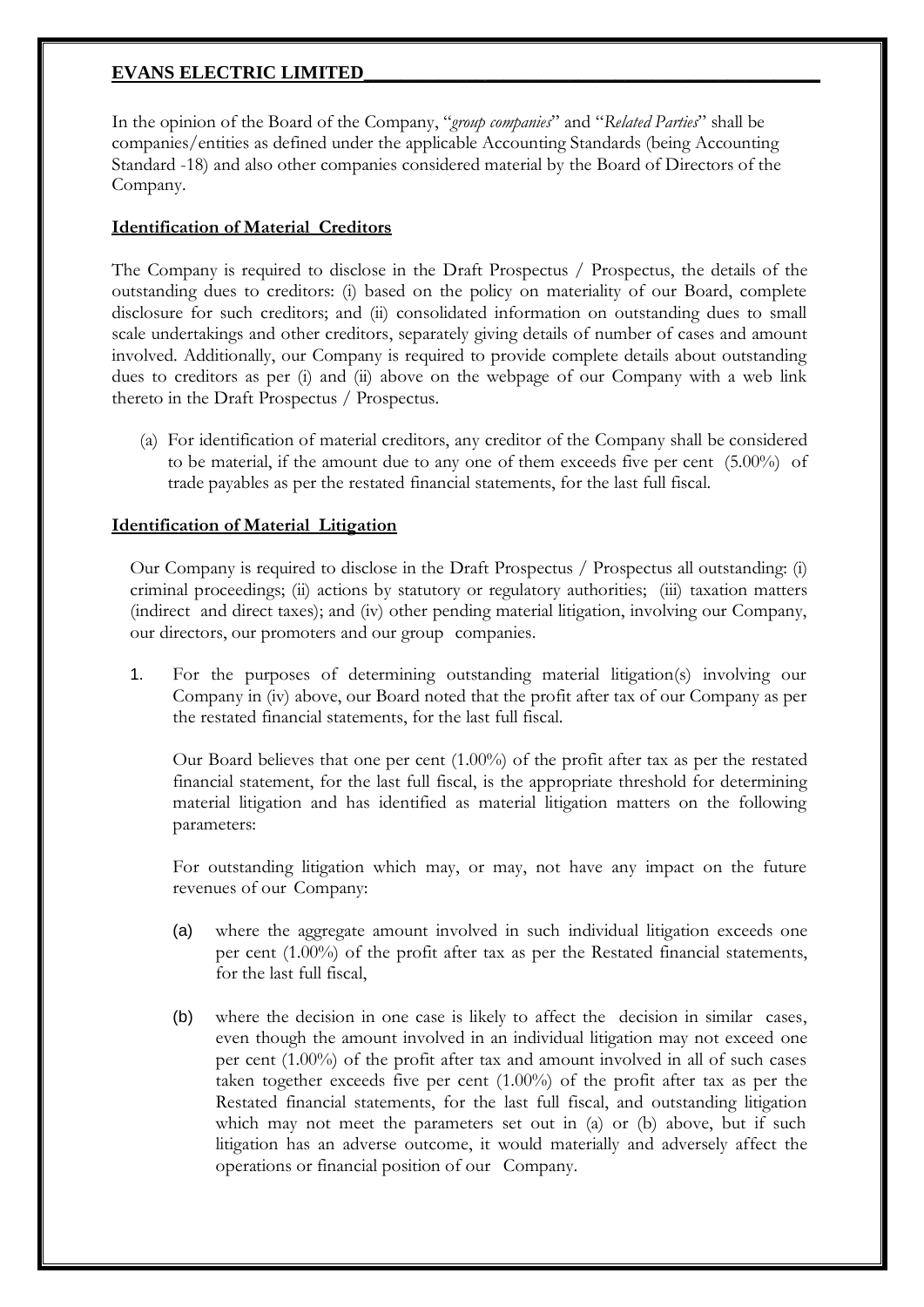In the opinion of the Board of the Company, "*group companies*" and "*Related Parties*" shall be companies/entities as defined under the applicable Accounting Standards (being Accounting Standard -18) and also other companies considered material by the Board of Directors of the Company.

**Identification of Material Creditors**

The Company is required to disclose in the Draft Prospectus / Prospectus, the details of the outstanding dues to creditors: (i) based on the policy on materiality of our Board, complete disclosure for such creditors; and (ii) consolidated information on outstanding dues to small scale undertakings and other creditors, separately giving details of number of cases and amount involved. Additionally, our Company is required to provide complete details about outstanding dues to creditors as per (i) and (ii) above on the webpage of our Company with a web link thereto in the Draft Prospectus / Prospectus.

(a) For identification of material creditors, any creditor of the Company shall be considered to be material, if the amount due to any one of them exceeds five per cent (5.00%) of trade payables as per the restated financial statements, for the last full fiscal.

**Identification of Material Litigation**

Our Company is required to disclose in the Draft Prospectus / Prospectus all outstanding: (i) criminal proceedings; (ii) actions by statutory or regulatory authorities; (iii) taxation matters (indirect and direct taxes); and (iv) other pending material litigation, involving our Company, our directors, our promoters and our group companies.

1. For the purposes of determining outstanding material litigation(s) involving our Company in (iv) above, our Board noted that the profit after tax of our Company as per the restated financial statements, for the last full fiscal.

   Our Board believes that one per cent (1.00%) of the profit after tax as per the restated financial statement, for the last full fiscal, is the appropriate threshold for determining material litigation and has identified as material litigation matters on the following parameters:

   For outstanding litigation which may, or may, not have any impact on the future revenues of our Company:

   (a) where the aggregate amount involved in such individual litigation exceeds one per cent (1.00%) of the profit after tax as per the Restated financial statements, for the last full fiscal,

   (b) where the decision in one case is likely to affect the decision in similar cases, even though the amount involved in an individual litigation may not exceed one per cent (1.00%) of the profit after tax and amount involved in all of such cases taken together exceeds five per cent (1.00%) of the profit after tax as per the Restated financial statements, for the last full fiscal, and outstanding litigation which may not meet the parameters set out in (a) or (b) above, but if such litigation has an adverse outcome, it would materially and adversely affect the operations or financial position of our Company.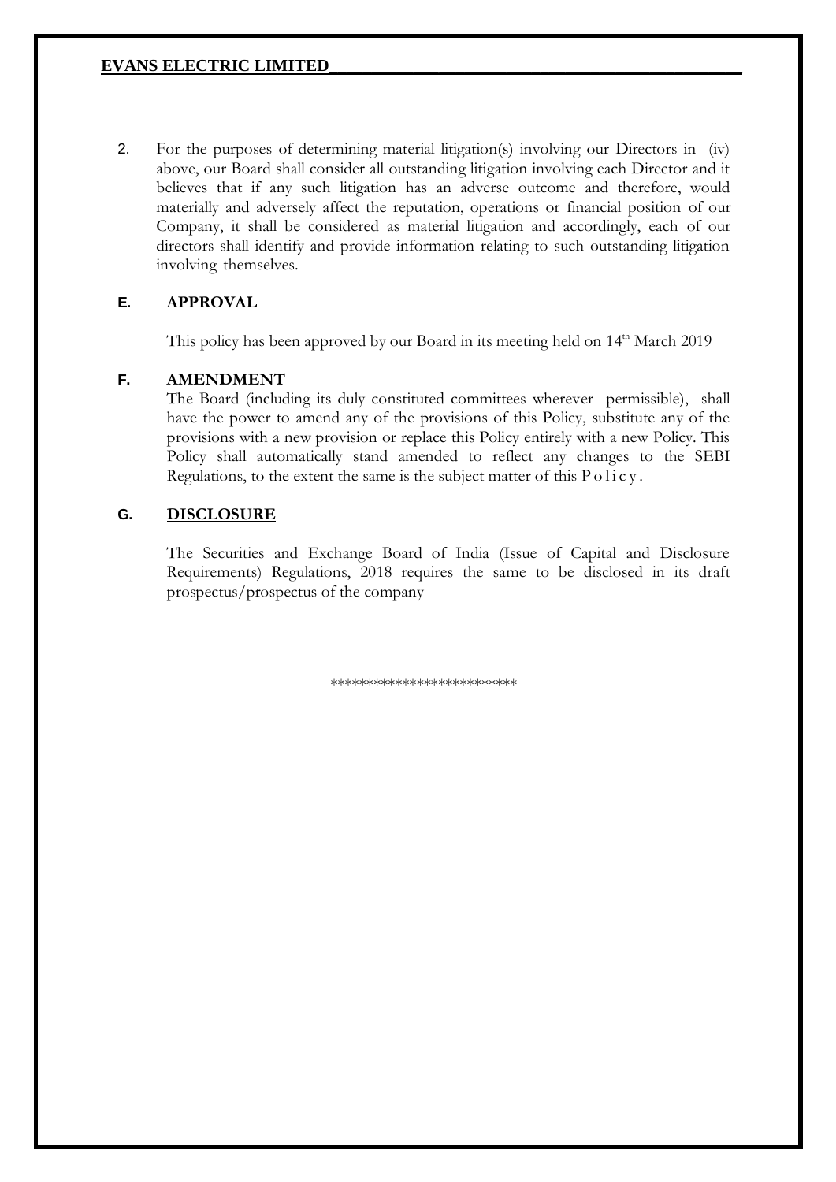2. For the purposes of determining material litigation(s) involving our Directors in (iv) above, our Board shall consider all outstanding litigation involving each Director and it believes that if any such litigation has an adverse outcome and therefore, would materially and adversely affect the reputation, operations or financial position of our Company, it shall be considered as material litigation and accordingly, each of our directors shall identify and provide information relating to such outstanding litigation involving themselves.

## E. APPROVAL

This policy has been approved by our Board in its meeting held on 14th March 2019

## F. AMENDMENT

The Board (including its duly constituted committees wherever permissible), shall have the power to amend any of the provisions of this Policy, substitute any of the provisions with a new provision or replace this Policy entirely with a new Policy. This Policy shall automatically stand amended to reflect any changes to the SEBI Regulations, to the extent the same is the subject matter of this Policy.

## G. DISCLOSURE

The Securities and Exchange Board of India (Issue of Capital and Disclosure Requirements) Regulations, 2018 requires the same to be disclosed in its draft prospectus/prospectus of the company

**************************